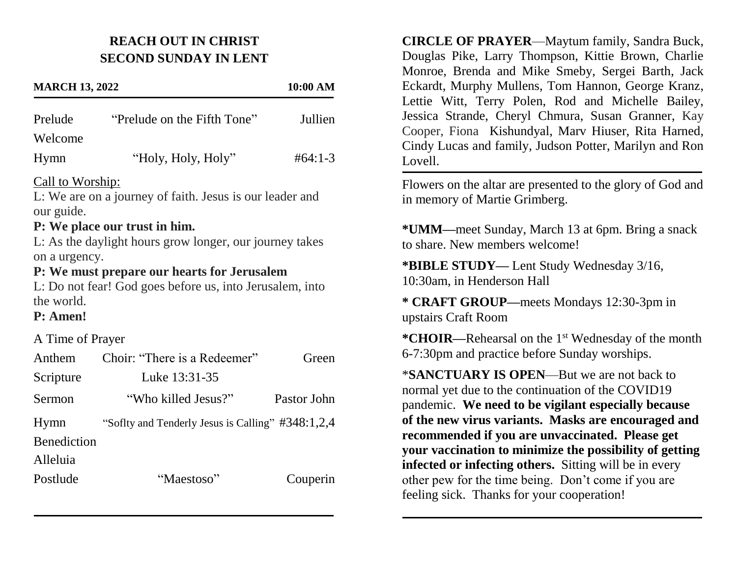# REACH OUT IN CHRIST
## SECOND SUNDAY IN LENT

**MARCH 13, 2022** **10:00 AM**

| | | |
|---|---|---|
| Prelude | "Prelude on the Fifth Tone" | Jullien |
| Welcome | | |
| Hymn | "Holy, Holy, Holy" | #64:1-3 |

Call to Worship:

L: We are on a journey of faith. Jesus is our leader and our guide.

**P: We place our trust in him.**

L: As the daylight hours grow longer, our journey takes on a urgency.

**P: We must prepare our hearts for Jerusalem**

L: Do not fear! God goes before us, into Jerusalem, into the world.

**P: Amen!**

A Time of Prayer

| | | |
|---|---|---|
| Anthem | Choir: "There is a Redeemer" | Green |
| Scripture | Luke 13:31-35 | |
| Sermon | "Who killed Jesus?" | Pastor John |
| Hymn | "Soflty and Tenderly Jesus is Calling" | #348:1,2,4 |
| Benediction | | |
| Alleluia | | |
| Postlude | "Maestoso" | Couperin |

**CIRCLE OF PRAYER**—Maytum family, Sandra Buck, Douglas Pike, Larry Thompson, Kittie Brown, Charlie Monroe, Brenda and Mike Smeby, Sergei Barth, Jack Eckardt, Murphy Mullens, Tom Hannon, George Kranz, Lettie Witt, Terry Polen, Rod and Michelle Bailey, Jessica Strande, Cheryl Chmura, Susan Granner, Kay Cooper, Fiona Kishundyal, Marv Hiuser, Rita Harned, Cindy Lucas and family, Judson Potter, Marilyn and Ron Lovell.

---

Flowers on the altar are presented to the glory of God and in memory of Martie Grimberg.

**\*UMM—**meet Sunday, March 13 at 6pm. Bring a snack to share. New members welcome!

**\*BIBLE STUDY—** Lent Study Wednesday 3/16, 10:30am, in Henderson Hall

**\* CRAFT GROUP—**meets Mondays 12:30-3pm in upstairs Craft Room

**\*CHOIR—**Rehearsal on the 1st Wednesday of the month 6-7:30pm and practice before Sunday worships.

\***SANCTUARY IS OPEN**—But we are not back to normal yet due to the continuation of the COVID19 pandemic. **We need to be vigilant especially because of the new virus variants. Masks are encouraged and recommended if you are unvaccinated. Please get your vaccination to minimize the possibility of getting infected or infecting others.** Sitting will be in every other pew for the time being. Don't come if you are feeling sick. Thanks for your cooperation!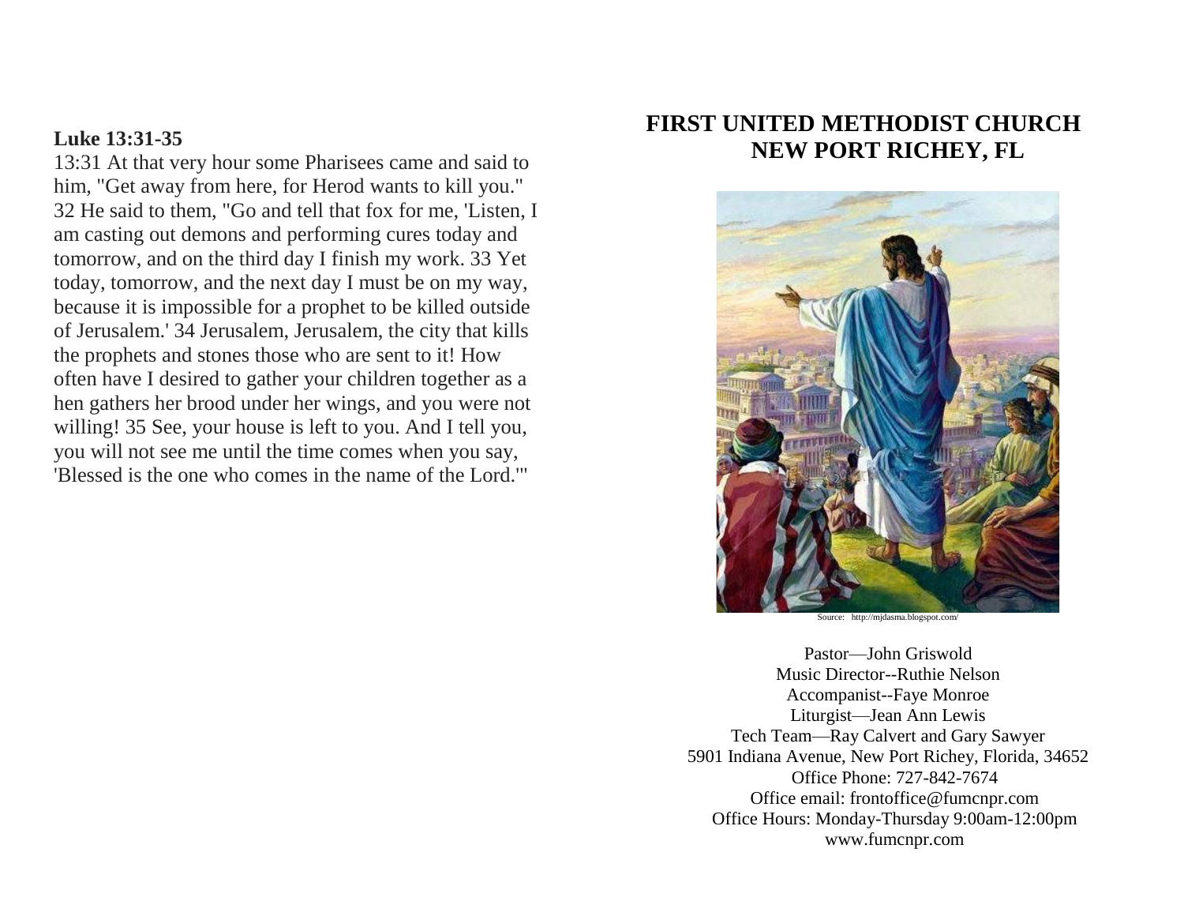**Luke 13:31-35**

13:31 At that very hour some Pharisees came and said to him, "Get away from here, for Herod wants to kill you." 32 He said to them, "Go and tell that fox for me, 'Listen, I am casting out demons and performing cures today and tomorrow, and on the third day I finish my work. 33 Yet today, tomorrow, and the next day I must be on my way, because it is impossible for a prophet to be killed outside of Jerusalem.' 34 Jerusalem, Jerusalem, the city that kills the prophets and stones those who are sent to it! How often have I desired to gather your children together as a hen gathers her brood under her wings, and you were not willing! 35 See, your house is left to you. And I tell you, you will not see me until the time comes when you say, 'Blessed is the one who comes in the name of the Lord.'"

# FIRST UNITED METHODIST CHURCH
# NEW PORT RICHEY, FL

Source: http://mjdasma.blogspot.com/

Pastor—John Griswold
Music Director--Ruthie Nelson
Accompanist--Faye Monroe
Liturgist—Jean Ann Lewis
Tech Team—Ray Calvert and Gary Sawyer
5901 Indiana Avenue, New Port Richey, Florida, 34652
Office Phone: 727-842-7674
Office email: frontoffice@fumcnpr.com
Office Hours: Monday-Thursday 9:00am-12:00pm
www.fumcnpr.com